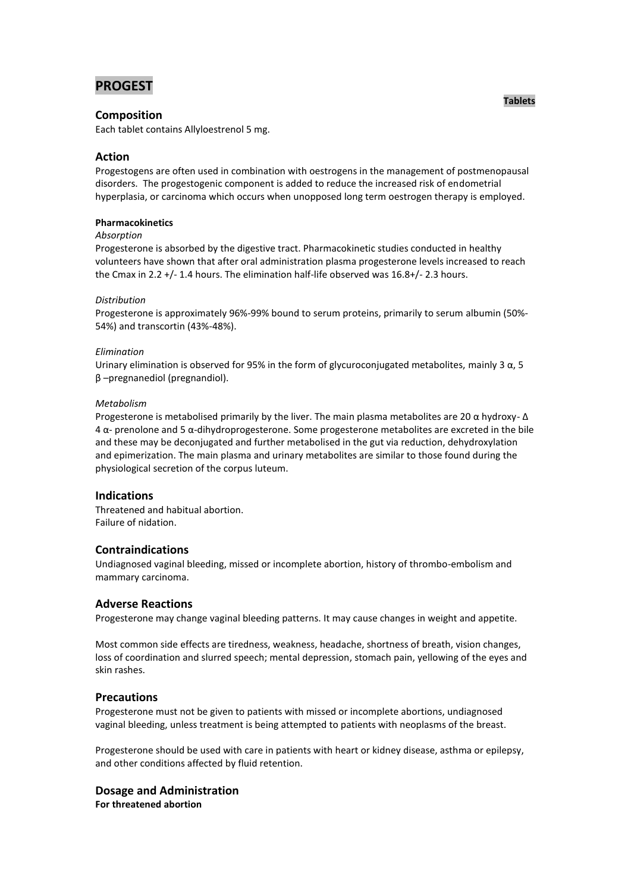# PROGEST

**Tablets**

## Composition

Each tablet contains Allyloestrenol 5 mg.

## Action

Progestogens are often used in combination with oestrogens in the management of postmenopausal disorders. The progestogenic component is added to reduce the increased risk of endometrial hyperplasia, or carcinoma which occurs when unopposed long term oestrogen therapy is employed.

**Pharmacokinetics**

*Absorption*

Progesterone is absorbed by the digestive tract. Pharmacokinetic studies conducted in healthy volunteers have shown that after oral administration plasma progesterone levels increased to reach the Cmax in 2.2 +/- 1.4 hours. The elimination half-life observed was 16.8+/- 2.3 hours.

*Distribution*

Progesterone is approximately 96%-99% bound to serum proteins, primarily to serum albumin (50%-54%) and transcortin (43%-48%).

*Elimination*

Urinary elimination is observed for 95% in the form of glycuroconjugated metabolites, mainly 3 α, 5 β –pregnanediol (pregnandiol).

*Metabolism*

Progesterone is metabolised primarily by the liver. The main plasma metabolites are 20 α hydroxy- Δ 4 α- prenolone and 5 α-dihydroprogesterone. Some progesterone metabolites are excreted in the bile and these may be deconjugated and further metabolised in the gut via reduction, dehydroxylation and epimerization. The main plasma and urinary metabolites are similar to those found during the physiological secretion of the corpus luteum.

## Indications

Threatened and habitual abortion.
Failure of nidation.

## Contraindications

Undiagnosed vaginal bleeding, missed or incomplete abortion, history of thrombo-embolism and mammary carcinoma.

## Adverse Reactions

Progesterone may change vaginal bleeding patterns. It may cause changes in weight and appetite.

Most common side effects are tiredness, weakness, headache, shortness of breath, vision changes, loss of coordination and slurred speech; mental depression, stomach pain, yellowing of the eyes and skin rashes.

## Precautions

Progesterone must not be given to patients with missed or incomplete abortions, undiagnosed vaginal bleeding, unless treatment is being attempted to patients with neoplasms of the breast.

Progesterone should be used with care in patients with heart or kidney disease, asthma or epilepsy, and other conditions affected by fluid retention.

## Dosage and Administration

**For threatened abortion**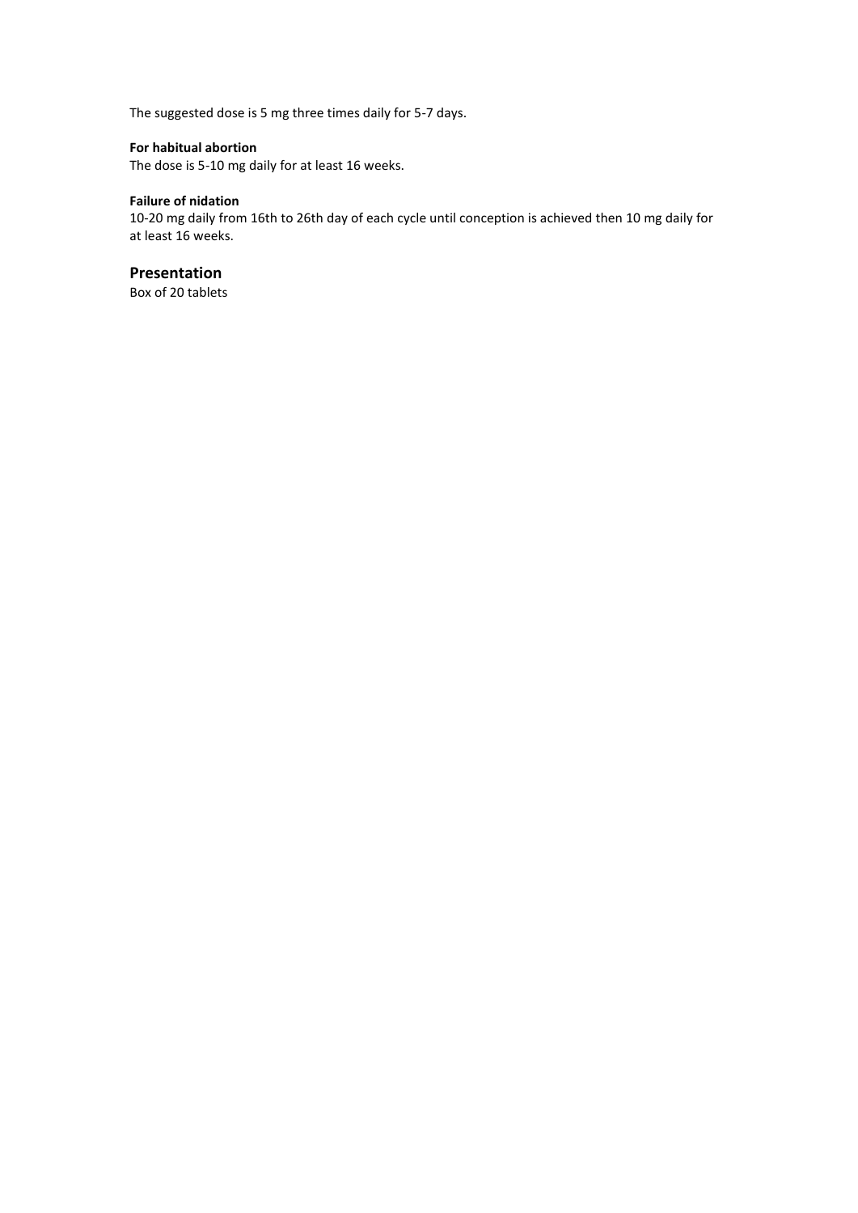The suggested dose is 5 mg three times daily for 5-7 days.

**For habitual abortion**
The dose is 5-10 mg daily for at least 16 weeks.

**Failure of nidation**
10-20 mg daily from 16th to 26th day of each cycle until conception is achieved then 10 mg daily for at least 16 weeks.

## Presentation

Box of 20 tablets